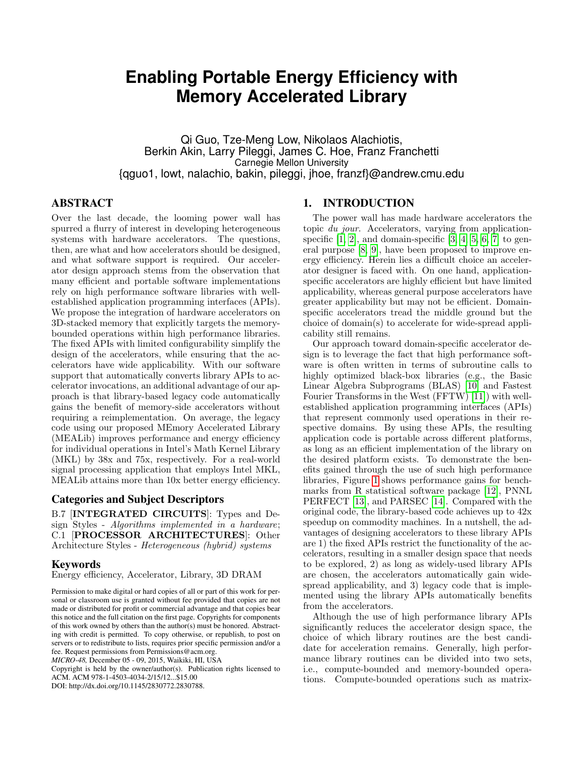# Enabling Portable Energy Efficiency with Memory Accelerated Library

Qi Guo, Tze-Meng Low, Nikolaos Alachiotis,
Berkin Akin, Larry Pileggi, James C. Hoe, Franz Franchetti
Carnegie Mellon University
{qguo1, lowt, nalachio, bakin, pileggi, jhoe, franzf}@andrew.cmu.edu

## ABSTRACT

Over the last decade, the looming power wall has spurred a flurry of interest in developing heterogeneous systems with hardware accelerators. The questions, then, are what and how accelerators should be designed, and what software support is required. Our accelerator design approach stems from the observation that many efficient and portable software implementations rely on high performance software libraries with well-established application programming interfaces (APIs). We propose the integration of hardware accelerators on 3D-stacked memory that explicitly targets the memory-bounded operations within high performance libraries. The fixed APIs with limited configurability simplify the design of the accelerators, while ensuring that the accelerators have wide applicability. With our software support that automatically converts library APIs to accelerator invocations, an additional advantage of our approach is that library-based legacy code automatically gains the benefit of memory-side accelerators without requiring a reimplementation. On average, the legacy code using our proposed MEmory Accelerated Library (MEALib) improves performance and energy efficiency for individual operations in Intel's Math Kernel Library (MKL) by 38x and 75x, respectively. For a real-world signal processing application that employs Intel MKL, MEALib attains more than 10x better energy efficiency.

### Categories and Subject Descriptors

B.7 [**INTEGRATED CIRCUITS**]: Types and Design Styles - *Algorithms implemented in a hardware*; C.1 [**PROCESSOR ARCHITECTURES**]: Other Architecture Styles - *Heterogeneous (hybrid) systems*

### Keywords

Energy efficiency, Accelerator, Library, 3D DRAM

Permission to make digital or hard copies of all or part of this work for personal or classroom use is granted without fee provided that copies are not made or distributed for profit or commercial advantage and that copies bear this notice and the full citation on the first page. Copyrights for components of this work owned by others than the author(s) must be honored. Abstracting with credit is permitted. To copy otherwise, or republish, to post on servers or to redistribute to lists, requires prior specific permission and/or a fee. Request permissions from Permissions@acm.org.
*MICRO-48,* December 05 - 09, 2015, Waikiki, HI, USA
Copyright is held by the owner/author(s). Publication rights licensed to ACM. ACM 978-1-4503-4034-2/15/12...$15.00
DOI: http://dx.doi.org/10.1145/2830772.2830788.

## 1. INTRODUCTION

The power wall has made hardware accelerators the topic *du jour*. Accelerators, varying from application-specific [1, 2], and domain-specific [3, 4, 5, 6, 7] to general purpose [8, 9], have been proposed to improve energy efficiency. Herein lies a difficult choice an accelerator designer is faced with. On one hand, application-specific accelerators are highly efficient but have limited applicability, whereas general purpose accelerators have greater applicability but may not be efficient. Domain-specific accelerators tread the middle ground but the choice of domain(s) to accelerate for wide-spread applicability still remains.

Our approach toward domain-specific accelerator design is to leverage the fact that high performance software is often written in terms of subroutine calls to highly optimized black-box libraries (e.g., the Basic Linear Algebra Subprograms (BLAS) [10] and Fastest Fourier Transforms in the West (FFTW) [11]) with well-established application programming interfaces (APIs) that represent commonly used operations in their respective domains. By using these APIs, the resulting application code is portable across different platforms, as long as an efficient implementation of the library on the desired platform exists. To demonstrate the benefits gained through the use of such high performance libraries, Figure 1 shows performance gains for benchmarks from R statistical software package [12], PNNL PERFECT [13], and PARSEC [14]. Compared with the original code, the library-based code achieves up to 42x speedup on commodity machines. In a nutshell, the advantages of designing accelerators to these library APIs are 1) the fixed APIs restrict the functionality of the accelerators, resulting in a smaller design space that needs to be explored, 2) as long as widely-used library APIs are chosen, the accelerators automatically gain wide-spread applicability, and 3) legacy code that is implemented using the library APIs automatically benefits from the accelerators.

Although the use of high performance library APIs significantly reduces the accelerator design space, the choice of which library routines are the best candidate for acceleration remains. Generally, high performance library routines can be divided into two sets, i.e., compute-bounded and memory-bounded operations. Compute-bounded operations such as matrix-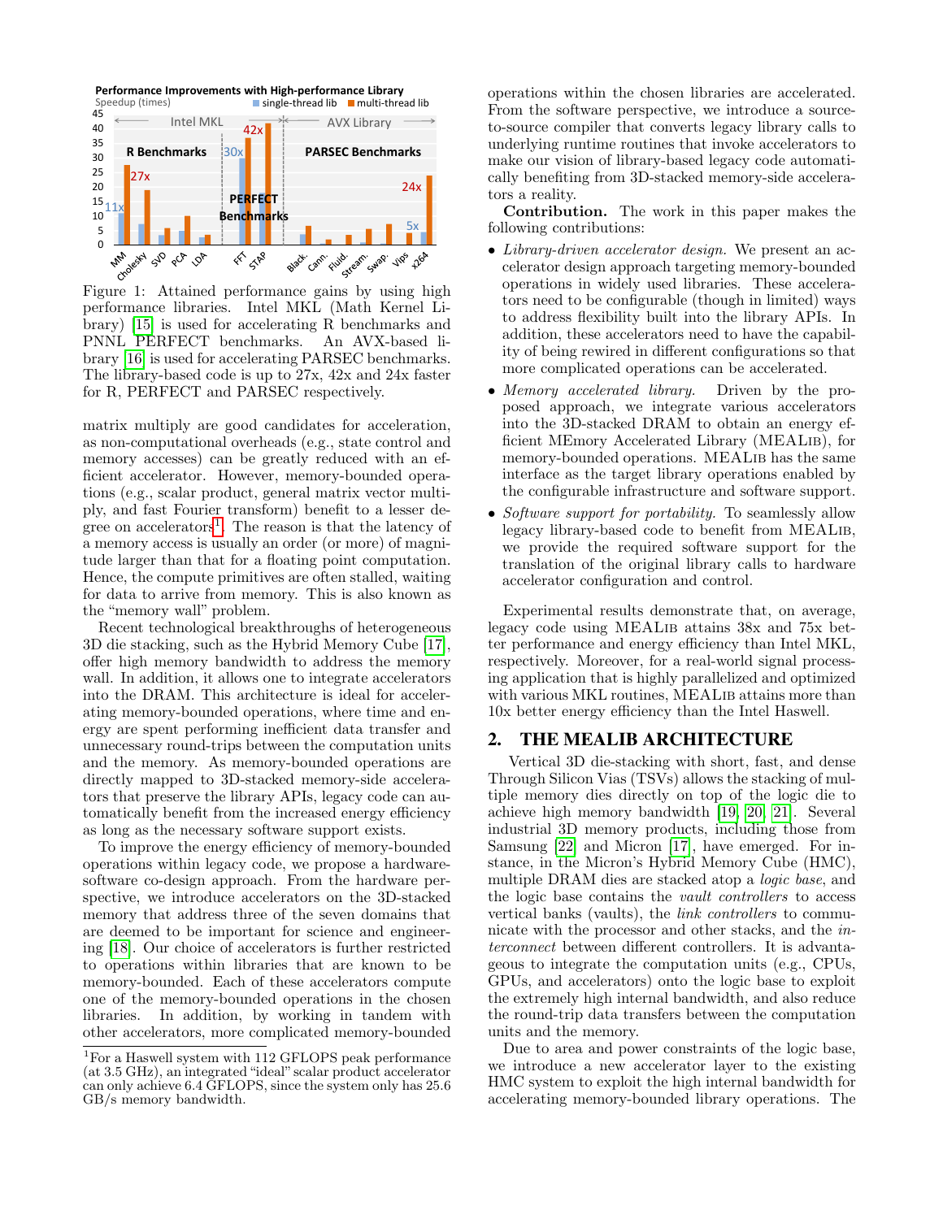Figure 1: Attained performance gains by using high performance libraries. Intel MKL (Math Kernel Library) [15] is used for accelerating R benchmarks and PNNL PERFECT benchmarks. An AVX-based library [16] is used for accelerating PARSEC benchmarks. The library-based code is up to 27x, 42x and 24x faster for R, PERFECT and PARSEC respectively.

matrix multiply are good candidates for acceleration, as non-computational overheads (e.g., state control and memory accesses) can be greatly reduced with an efficient accelerator. However, memory-bounded operations (e.g., scalar product, general matrix vector multiply, and fast Fourier transform) benefit to a lesser degree on accelerators[1]. The reason is that the latency of a memory access is usually an order (or more) of magnitude larger than that for a floating point computation. Hence, the compute primitives are often stalled, waiting for data to arrive from memory. This is also known as the "memory wall" problem.

Recent technological breakthroughs of heterogeneous 3D die stacking, such as the Hybrid Memory Cube [17], offer high memory bandwidth to address the memory wall. In addition, it allows one to integrate accelerators into the DRAM. This architecture is ideal for accelerating memory-bounded operations, where time and energy are spent performing inefficient data transfer and unnecessary round-trips between the computation units and the memory. As memory-bounded operations are directly mapped to 3D-stacked memory-side accelerators that preserve the library APIs, legacy code can automatically benefit from the increased energy efficiency as long as the necessary software support exists.

To improve the energy efficiency of memory-bounded operations within legacy code, we propose a hardware-software co-design approach. From the hardware perspective, we introduce accelerators on the 3D-stacked memory that address three of the seven domains that are deemed to be important for science and engineering [18]. Our choice of accelerators is further restricted to operations within libraries that are known to be memory-bounded. Each of these accelerators compute one of the memory-bounded operations in the chosen libraries. In addition, by working in tandem with other accelerators, more complicated memory-bounded operations within the chosen libraries are accelerated. From the software perspective, we introduce a source-to-source compiler that converts legacy library calls to underlying runtime routines that invoke accelerators to make our vision of library-based legacy code automatically benefiting from 3D-stacked memory-side accelerators a reality.

**Contribution.** The work in this paper makes the following contributions:

- *Library-driven accelerator design.* We present an accelerator design approach targeting memory-bounded operations in widely used libraries. These accelerators need to be configurable (though in limited) ways to address flexibility built into the library APIs. In addition, these accelerators need to have the capability of being rewired in different configurations so that more complicated operations can be accelerated.
- *Memory accelerated library.* Driven by the proposed approach, we integrate various accelerators into the 3D-stacked DRAM to obtain an energy efficient MEmory Accelerated Library (MEALib), for memory-bounded operations. MEALib has the same interface as the target library operations enabled by the configurable infrastructure and software support.
- *Software support for portability.* To seamlessly allow legacy library-based code to benefit from MEALib, we provide the required software support for the translation of the original library calls to hardware accelerator configuration and control.

Experimental results demonstrate that, on average, legacy code using MEALib attains 38x and 75x better performance and energy efficiency than Intel MKL, respectively. Moreover, for a real-world signal processing application that is highly parallelized and optimized with various MKL routines, MEALib attains more than 10x better energy efficiency than the Intel Haswell.

## 2. THE MEALIB ARCHITECTURE

Vertical 3D die-stacking with short, fast, and dense Through Silicon Vias (TSVs) allows the stacking of multiple memory dies directly on top of the logic die to achieve high memory bandwidth [19, 20, 21]. Several industrial 3D memory products, including those from Samsung [22] and Micron [17], have emerged. For instance, in the Micron's Hybrid Memory Cube (HMC), multiple DRAM dies are stacked atop a *logic base*, and the logic base contains the *vault controllers* to access vertical banks (vaults), the *link controllers* to communicate with the processor and other stacks, and the *interconnect* between different controllers. It is advantageous to integrate the computation units (e.g., CPUs, GPUs, and accelerators) onto the logic base to exploit the extremely high internal bandwidth, and also reduce the round-trip data transfers between the computation units and the memory.

Due to area and power constraints of the logic base, we introduce a new accelerator layer to the existing HMC system to exploit the high internal bandwidth for accelerating memory-bounded library operations. The

[1] For a Haswell system with 112 GFLOPS peak performance (at 3.5 GHz), an integrated "ideal" scalar product accelerator can only achieve 6.4 GFLOPS, since the system only has 25.6 GB/s memory bandwidth.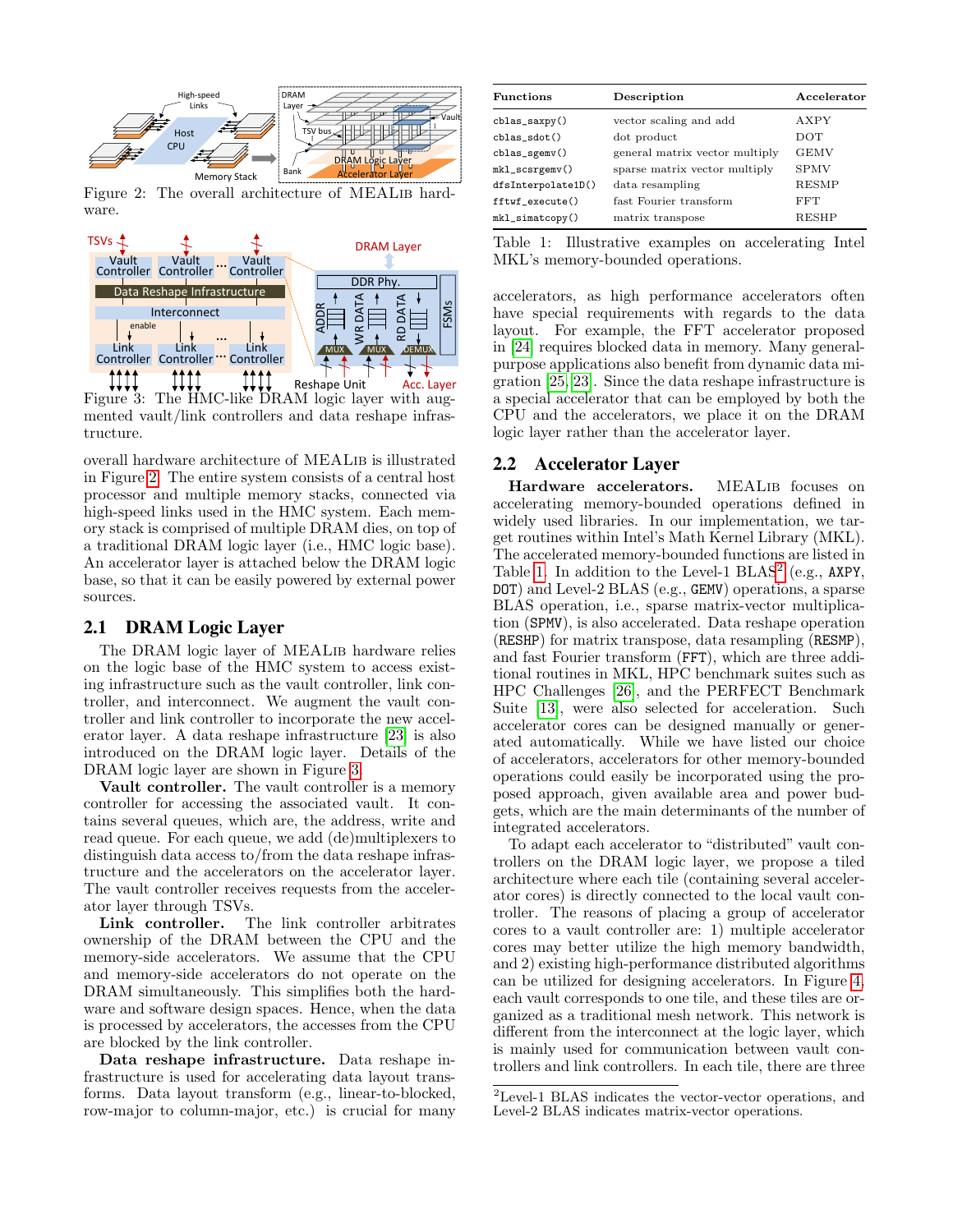Figure 2: The overall architecture of MEALib hardware.

Figure 3: The HMC-like DRAM logic layer with augmented vault/link controllers and data reshape infrastructure.

overall hardware architecture of MEALib is illustrated in Figure 2. The entire system consists of a central host processor and multiple memory stacks, connected via high-speed links used in the HMC system. Each memory stack is comprised of multiple DRAM dies, on top of a traditional DRAM logic layer (i.e., HMC logic base). An accelerator layer is attached below the DRAM logic base, so that it can be easily powered by external power sources.

## 2.1 DRAM Logic Layer

The DRAM logic layer of MEALib hardware relies on the logic base of the HMC system to access existing infrastructure such as the vault controller, link controller, and interconnect. We augment the vault controller and link controller to incorporate the new accelerator layer. A data reshape infrastructure [23] is also introduced on the DRAM logic layer. Details of the DRAM logic layer are shown in Figure 3.

**Vault controller.** The vault controller is a memory controller for accessing the associated vault. It contains several queues, which are, the address, write and read queue. For each queue, we add (de)multiplexers to distinguish data access to/from the data reshape infrastructure and the accelerators on the accelerator layer. The vault controller receives requests from the accelerator layer through TSVs.

**Link controller.** The link controller arbitrates ownership of the DRAM between the CPU and the memory-side accelerators. We assume that the CPU and memory-side accelerators do not operate on the DRAM simultaneously. This simplifies both the hardware and software design spaces. Hence, when the data is processed by accelerators, the accesses from the CPU are blocked by the link controller.

**Data reshape infrastructure.** Data reshape infrastructure is used for accelerating data layout transforms. Data layout transform (e.g., linear-to-blocked, row-major to column-major, etc.) is crucial for many

| Functions | Description | Accelerator |
|---|---|---|
| `cblas_saxpy()` | vector scaling and add | AXPY |
| `cblas_sdot()` | dot product | DOT |
| `cblas_sgemv()` | general matrix vector multiply | GEMV |
| `mkl_scsrgemv()` | sparse matrix vector multiply | SPMV |
| `dfsInterpolate1D()` | data resampling | RESMP |
| `fftwf_execute()` | fast Fourier transform | FFT |
| `mkl_simatcopy()` | matrix transpose | RESHP |

Table 1: Illustrative examples on accelerating Intel MKL's memory-bounded operations.

accelerators, as high performance accelerators often have special requirements with regards to the data layout. For example, the FFT accelerator proposed in [24] requires blocked data in memory. Many general-purpose applications also benefit from dynamic data migration [25, 23]. Since the data reshape infrastructure is a special accelerator that can be employed by both the CPU and the accelerators, we place it on the DRAM logic layer rather than the accelerator layer.

## 2.2 Accelerator Layer

**Hardware accelerators.** MEALib focuses on accelerating memory-bounded operations defined in widely used libraries. In our implementation, we target routines within Intel's Math Kernel Library (MKL). The accelerated memory-bounded functions are listed in Table 1. In addition to the Level-1 BLAS[2] (e.g., `AXPY`, `DOT`) and Level-2 BLAS (e.g., `GEMV`) operations, a sparse BLAS operation, i.e., sparse matrix-vector multiplication (`SPMV`), is also accelerated. Data reshape operation (`RESHP`) for matrix transpose, data resampling (`RESMP`), and fast Fourier transform (`FFT`), which are three additional routines in MKL, HPC benchmark suites such as HPC Challenges [26], and the PERFECT Benchmark Suite [13], were also selected for acceleration. Such accelerator cores can be designed manually or generated automatically. While we have listed our choice of accelerators, accelerators for other memory-bounded operations could easily be incorporated using the proposed approach, given available area and power budgets, which are the main determinants of the number of integrated accelerators.

To adapt each accelerator to "distributed" vault controllers on the DRAM logic layer, we propose a tiled architecture where each tile (containing several accelerator cores) is directly connected to the local vault controller. The reasons of placing a group of accelerator cores to a vault controller are: 1) multiple accelerator cores may better utilize the high memory bandwidth, and 2) existing high-performance distributed algorithms can be utilized for designing accelerators. In Figure 4, each vault corresponds to one tile, and these tiles are organized as a traditional mesh network. This network is different from the interconnect at the logic layer, which is mainly used for communication between vault controllers and link controllers. In each tile, there are three

[2]Level-1 BLAS indicates the vector-vector operations, and Level-2 BLAS indicates matrix-vector operations.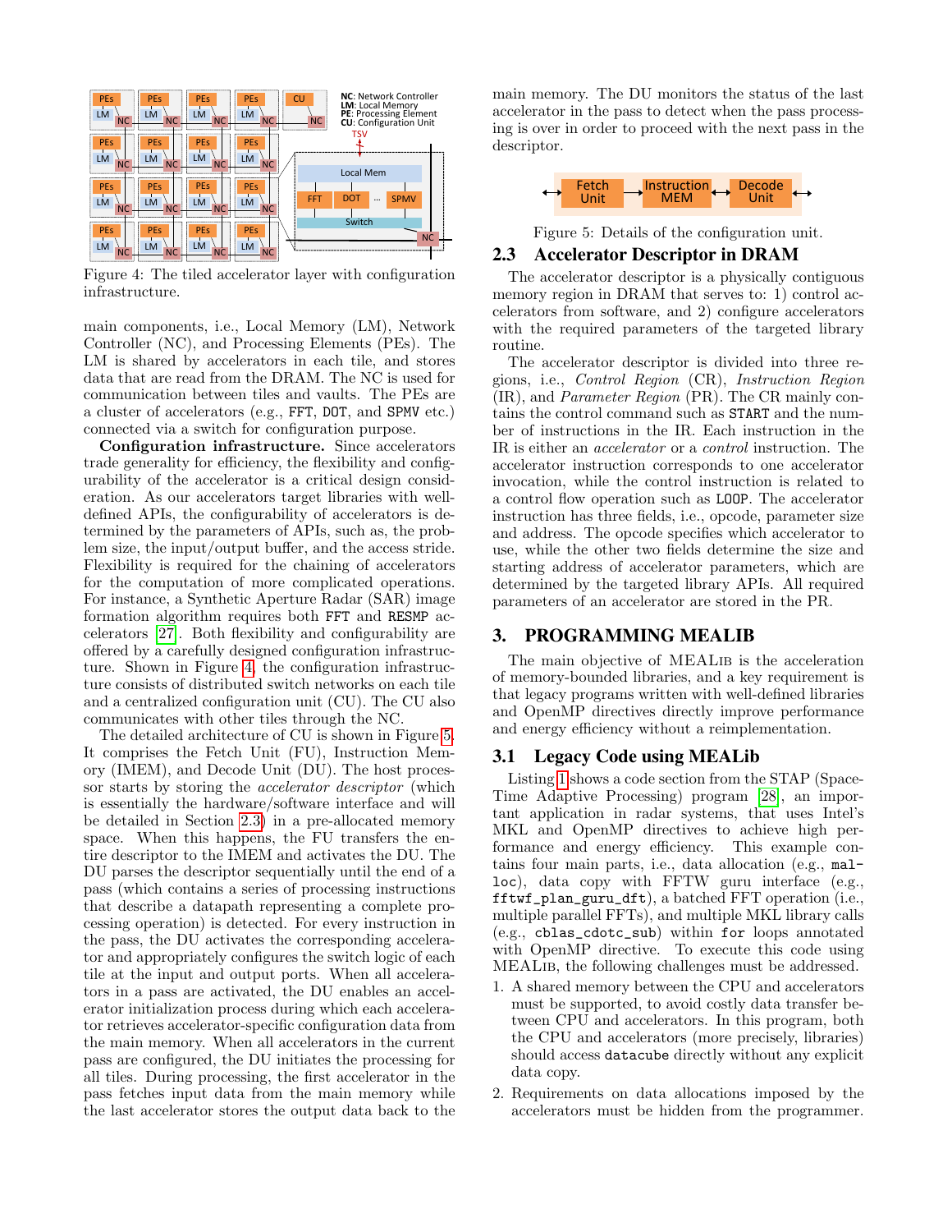Figure 4: The tiled accelerator layer with configuration infrastructure.

main components, i.e., Local Memory (LM), Network Controller (NC), and Processing Elements (PEs). The LM is shared by accelerators in each tile, and stores data that are read from the DRAM. The NC is used for communication between tiles and vaults. The PEs are a cluster of accelerators (e.g., FFT, DOT, and SPMV etc.) connected via a switch for configuration purpose.

**Configuration infrastructure.** Since accelerators trade generality for efficiency, the flexibility and configurability of the accelerator is a critical design consideration. As our accelerators target libraries with well-defined APIs, the configurability of accelerators is determined by the parameters of APIs, such as, the problem size, the input/output buffer, and the access stride. Flexibility is required for the chaining of accelerators for the computation of more complicated operations. For instance, a Synthetic Aperture Radar (SAR) image formation algorithm requires both FFT and RESMP accelerators [27]. Both flexibility and configurability are offered by a carefully designed configuration infrastructure. Shown in Figure 4, the configuration infrastructure consists of distributed switch networks on each tile and a centralized configuration unit (CU). The CU also communicates with other tiles through the NC.

The detailed architecture of CU is shown in Figure 5. It comprises the Fetch Unit (FU), Instruction Memory (IMEM), and Decode Unit (DU). The host processor starts by storing the *accelerator descriptor* (which is essentially the hardware/software interface and will be detailed in Section 2.3) in a pre-allocated memory space. When this happens, the FU transfers the entire descriptor to the IMEM and activates the DU. The DU parses the descriptor sequentially until the end of a pass (which contains a series of processing instructions that describe a datapath representing a complete processing operation) is detected. For every instruction in the pass, the DU activates the corresponding accelerator and appropriately configures the switch logic of each tile at the input and output ports. When all accelerators in a pass are activated, the DU enables an accelerator initialization process during which each accelerator retrieves accelerator-specific configuration data from the main memory. When all accelerators in the current pass are configured, the DU initiates the processing for all tiles. During processing, the first accelerator in the pass fetches input data from the main memory while the last accelerator stores the output data back to the main memory. The DU monitors the status of the last accelerator in the pass to detect when the pass processing is over in order to proceed with the next pass in the descriptor.

Figure 5: Details of the configuration unit.

## 2.3 Accelerator Descriptor in DRAM

The accelerator descriptor is a physically contiguous memory region in DRAM that serves to: 1) control accelerators from software, and 2) configure accelerators with the required parameters of the targeted library routine.

The accelerator descriptor is divided into three regions, i.e., *Control Region* (CR), *Instruction Region* (IR), and *Parameter Region* (PR). The CR mainly contains the control command such as START and the number of instructions in the IR. Each instruction in the IR is either an *accelerator* or a *control* instruction. The accelerator instruction corresponds to one accelerator invocation, while the control instruction is related to a control flow operation such as LOOP. The accelerator instruction has three fields, i.e., opcode, parameter size and address. The opcode specifies which accelerator to use, while the other two fields determine the size and starting address of accelerator parameters, which are determined by the targeted library APIs. All required parameters of an accelerator are stored in the PR.

# 3. PROGRAMMING MEALIB

The main objective of MEALib is the acceleration of memory-bounded libraries, and a key requirement is that legacy programs written with well-defined libraries and OpenMP directives directly improve performance and energy efficiency without a reimplementation.

## 3.1 Legacy Code using MEALib

Listing 1 shows a code section from the STAP (Space-Time Adaptive Processing) program [28], an important application in radar systems, that uses Intel's MKL and OpenMP directives to achieve high performance and energy efficiency. This example contains four main parts, i.e., data allocation (e.g., malloc), data copy with FFTW guru interface (e.g., fftwf_plan_guru_dft), a batched FFT operation (i.e., multiple parallel FFTs), and multiple MKL library calls (e.g., cblas_cdotc_sub) within for loops annotated with OpenMP directive. To execute this code using MEALib, the following challenges must be addressed.

1. A shared memory between the CPU and accelerators must be supported, to avoid costly data transfer between CPU and accelerators. In this program, both the CPU and accelerators (more precisely, libraries) should access datacube directly without any explicit data copy.
2. Requirements on data allocations imposed by the accelerators must be hidden from the programmer.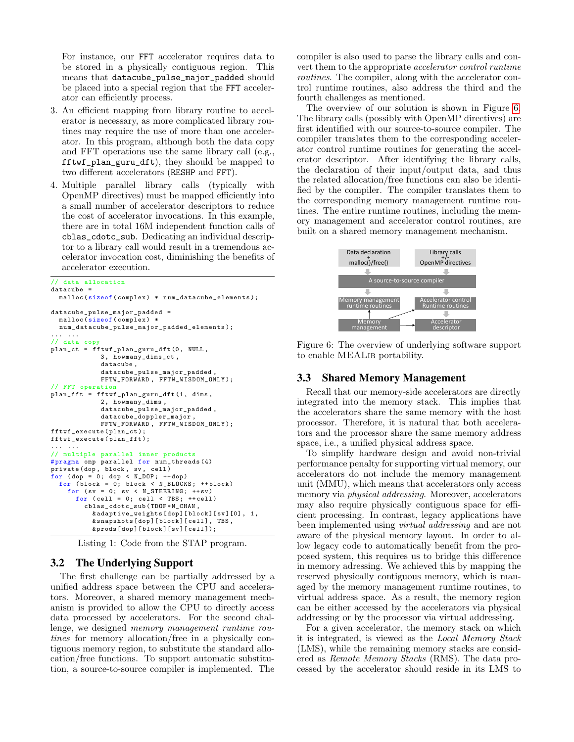For instance, our FFT accelerator requires data to be stored in a physically contiguous region. This means that datacube_pulse_major_padded should be placed into a special region that the FFT accelerator can efficiently process.

3. An efficient mapping from library routine to accelerator is necessary, as more complicated library routines may require the use of more than one accelerator. In this program, although both the data copy and FFT operations use the same library call (e.g., fftwf_plan_guru_dft), they should be mapped to two different accelerators (RESHP and FFT).

4. Multiple parallel library calls (typically with OpenMP directives) must be mapped efficiently into a small number of accelerator descriptors to reduce the cost of accelerator invocations. In this example, there are in total 16M independent function calls of cblas_cdotc_sub. Dedicating an individual descriptor to a library call would result in a tremendous accelerator invocation cost, diminishing the benefits of accelerator execution.

```
// data allocation
datacube =
  malloc(sizeof(complex) * num_datacube_elements);

datacube_pulse_major_padded =
  malloc(sizeof(complex) *
  num_datacube_pulse_major_padded_elements);
... ...
// data copy
plan_ct = fftwf_plan_guru_dft(0, NULL,
            3, howmany_dims_ct,
            datacube,
            datacube_pulse_major_padded,
            FFTW_FORWARD, FFTW_WISDOM_ONLY);
// FFT operation
plan_fft = fftwf_plan_guru_dft(1, dims,
            2, howmany_dims,
            datacube_pulse_major_padded,
            datacube_doppler_major,
            FFTW_FORWARD, FFTW_WISDOM_ONLY);
fftwf_execute(plan_ct);
fftwf_execute(plan_fft);
... ...
// multiple parallel inner products
#pragma omp parallel for num_threads(4)
private(dop, block, sv, cell)
for (dop = 0; dop < N_DOP; ++dop)
  for (block = 0; block < N_BLOCKS; ++block)
    for (sv = 0; sv < N_STEERING; ++sv)
      for (cell = 0; cell < TBS; ++cell)
        cblas_cdotc_sub(TDOF*N_CHAN,
          &adaptive_weights[dop][block][sv][0], 1,
          &snapshots[dop][block][cell], TBS,
          &prods[dop][block][sv][cell]);
```

Listing 1: Code from the STAP program.

## 3.2 The Underlying Support

The first challenge can be partially addressed by a unified address space between the CPU and accelerators. Moreover, a shared memory management mechanism is provided to allow the CPU to directly access data processed by accelerators. For the second challenge, we designed *memory management runtime routines* for memory allocation/free in a physically contiguous memory region, to substitute the standard allocation/free functions. To support automatic substitution, a source-to-source compiler is implemented. The compiler is also used to parse the library calls and convert them to the appropriate *accelerator control runtime routines*. The compiler, along with the accelerator control runtime routines, also address the third and the fourth challenges as mentioned.

The overview of our solution is shown in Figure 6. The library calls (possibly with OpenMP directives) are first identified with our source-to-source compiler. The compiler translates them to the corresponding accelerator control runtime routines for generating the accelerator descriptor. After identifying the library calls, the declaration of their input/output data, and thus the related allocation/free functions can also be identified by the compiler. The compiler translates them to the corresponding memory management runtime routines. The entire runtime routines, including the memory management and accelerator control routines, are built on a shared memory management mechanism.

Data declaration + malloc()/free()

Library calls +/- OpenMP directives

A source-to-source compiler

Memory management runtime routines

Accelerator control Runtime routines

Memory management

Accelerator descriptor

Figure 6: The overview of underlying software support to enable MEALib portability.

## 3.3 Shared Memory Management

Recall that our memory-side accelerators are directly integrated into the memory stack. This implies that the accelerators share the same memory with the host processor. Therefore, it is natural that both accelerators and the processor share the same memory address space, i.e., a unified physical address space.

To simplify hardware design and avoid non-trivial performance penalty for supporting virtual memory, our accelerators do not include the memory management unit (MMU), which means that accelerators only access memory via *physical addressing*. Moreover, accelerators may also require physically contiguous space for efficient processing. In contrast, legacy applications have been implemented using *virtual addressing* and are not aware of the physical memory layout. In order to allow legacy code to automatically benefit from the proposed system, this requires us to bridge this difference in memory adressing. We achieved this by mapping the reserved physically contiguous memory, which is managed by the memory management runtime routines, to virtual address space. As a result, the memory region can be either accessed by the accelerators via physical addressing or by the processor via virtual addressing.

For a given accelerator, the memory stack on which it is integrated, is viewed as the *Local Memory Stack* (LMS), while the remaining memory stacks are considered as *Remote Memory Stacks* (RMS). The data processed by the accelerator should reside in its LMS to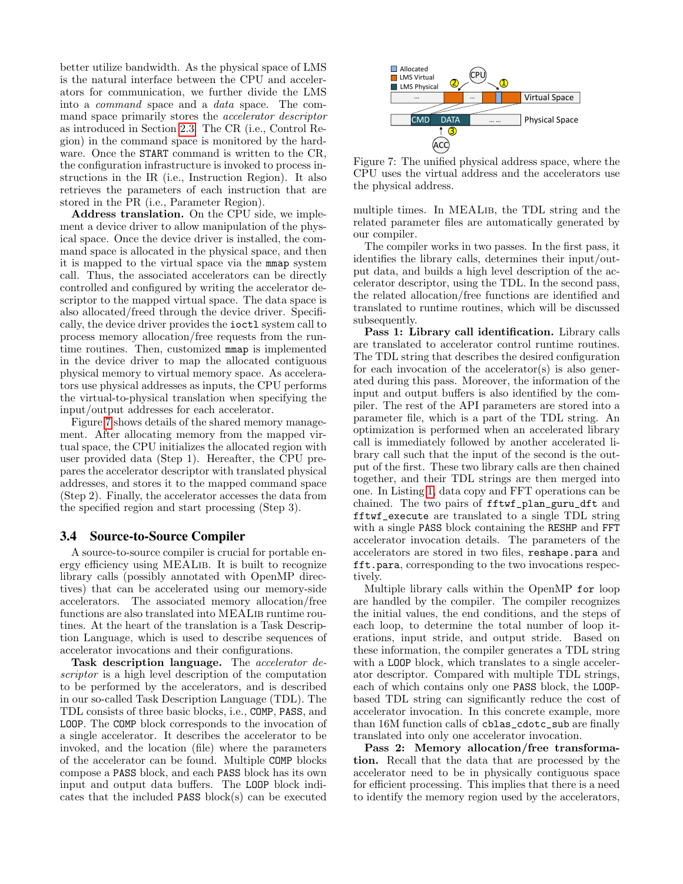better utilize bandwidth. As the physical space of LMS is the natural interface between the CPU and accelerators for communication, we further divide the LMS into a *command* space and a *data* space. The command space primarily stores the *accelerator descriptor* as introduced in Section 2.3. The CR (i.e., Control Region) in the command space is monitored by the hardware. Once the START command is written to the CR, the configuration infrastructure is invoked to process instructions in the IR (i.e., Instruction Region). It also retrieves the parameters of each instruction that are stored in the PR (i.e., Parameter Region).

**Address translation.** On the CPU side, we implement a device driver to allow manipulation of the physical space. Once the device driver is installed, the command space is allocated in the physical space, and then it is mapped to the virtual space via the `mmap` system call. Thus, the associated accelerators can be directly controlled and configured by writing the accelerator descriptor to the mapped virtual space. The data space is also allocated/freed through the device driver. Specifically, the device driver provides the `ioctl` system call to process memory allocation/free requests from the runtime routines. Then, customized `mmap` is implemented in the device driver to map the allocated contiguous physical memory to virtual memory space. As accelerators use physical addresses as inputs, the CPU performs the virtual-to-physical translation when specifying the input/output addresses for each accelerator.

Figure 7 shows details of the shared memory management. After allocating memory from the mapped virtual space, the CPU initializes the allocated region with user provided data (Step 1). Hereafter, the CPU prepares the accelerator descriptor with translated physical addresses, and stores it to the mapped command space (Step 2). Finally, the accelerator accesses the data from the specified region and start processing (Step 3).

Figure 7: The unified physical address space, where the CPU uses the virtual address and the accelerators use the physical address.

## 3.4 Source-to-Source Compiler

A source-to-source compiler is crucial for portable energy efficiency using MEALib. It is built to recognize library calls (possibly annotated with OpenMP directives) that can be accelerated using our memory-side accelerators. The associated memory allocation/free functions are also translated into MEALib runtime routines. At the heart of the translation is a Task Description Language, which is used to describe sequences of accelerator invocations and their configurations.

**Task description language.** The *accelerator descriptor* is a high level description of the computation to be performed by the accelerators, and is described in our so-called Task Description Language (TDL). The TDL consists of three basic blocks, i.e., COMP, PASS, and LOOP. The COMP block corresponds to the invocation of a single accelerator. It describes the accelerator to be invoked, and the location (file) where the parameters of the accelerator can be found. Multiple COMP blocks compose a PASS block, and each PASS block has its own input and output data buffers. The LOOP block indicates that the included PASS block(s) can be executed multiple times. In MEALib, the TDL string and the related parameter files are automatically generated by our compiler.

The compiler works in two passes. In the first pass, it identifies the library calls, determines their input/output data, and builds a high level description of the accelerator descriptor, using the TDL. In the second pass, the related allocation/free functions are identified and translated to runtime routines, which will be discussed subsequently.

**Pass 1: Library call identification.** Library calls are translated to accelerator control runtime routines. The TDL string that describes the desired configuration for each invocation of the accelerator(s) is also generated during this pass. Moreover, the information of the input and output buffers is also identified by the compiler. The rest of the API parameters are stored into a parameter file, which is a part of the TDL string. An optimization is performed when an accelerated library call is immediately followed by another accelerated library call such that the input of the second is the output of the first. These two library calls are then chained together, and their TDL strings are then merged into one. In Listing 1, data copy and FFT operations can be chained. The two pairs of `fftwf_plan_guru_dft` and `fftwf_execute` are translated to a single TDL string with a single PASS block containing the RESHP and FFT accelerator invocation details. The parameters of the accelerators are stored in two files, `reshape.para` and `fft.para`, corresponding to the two invocations respectively.

Multiple library calls within the OpenMP `for` loop are handled by the compiler. The compiler recognizes the initial values, the end conditions, and the steps of each loop, to determine the total number of loop iterations, input stride, and output stride. Based on these information, the compiler generates a TDL string with a LOOP block, which translates to a single accelerator descriptor. Compared with multiple TDL strings, each of which contains only one PASS block, the LOOP-based TDL string can significantly reduce the cost of accelerator invocation. In this concrete example, more than 16M function calls of `cblas_cdotc_sub` are finally translated into only one accelerator invocation.

**Pass 2: Memory allocation/free transformation.** Recall that the data that are processed by the accelerator need to be in physically contiguous space for efficient processing. This implies that there is a need to identify the memory region used by the accelerators,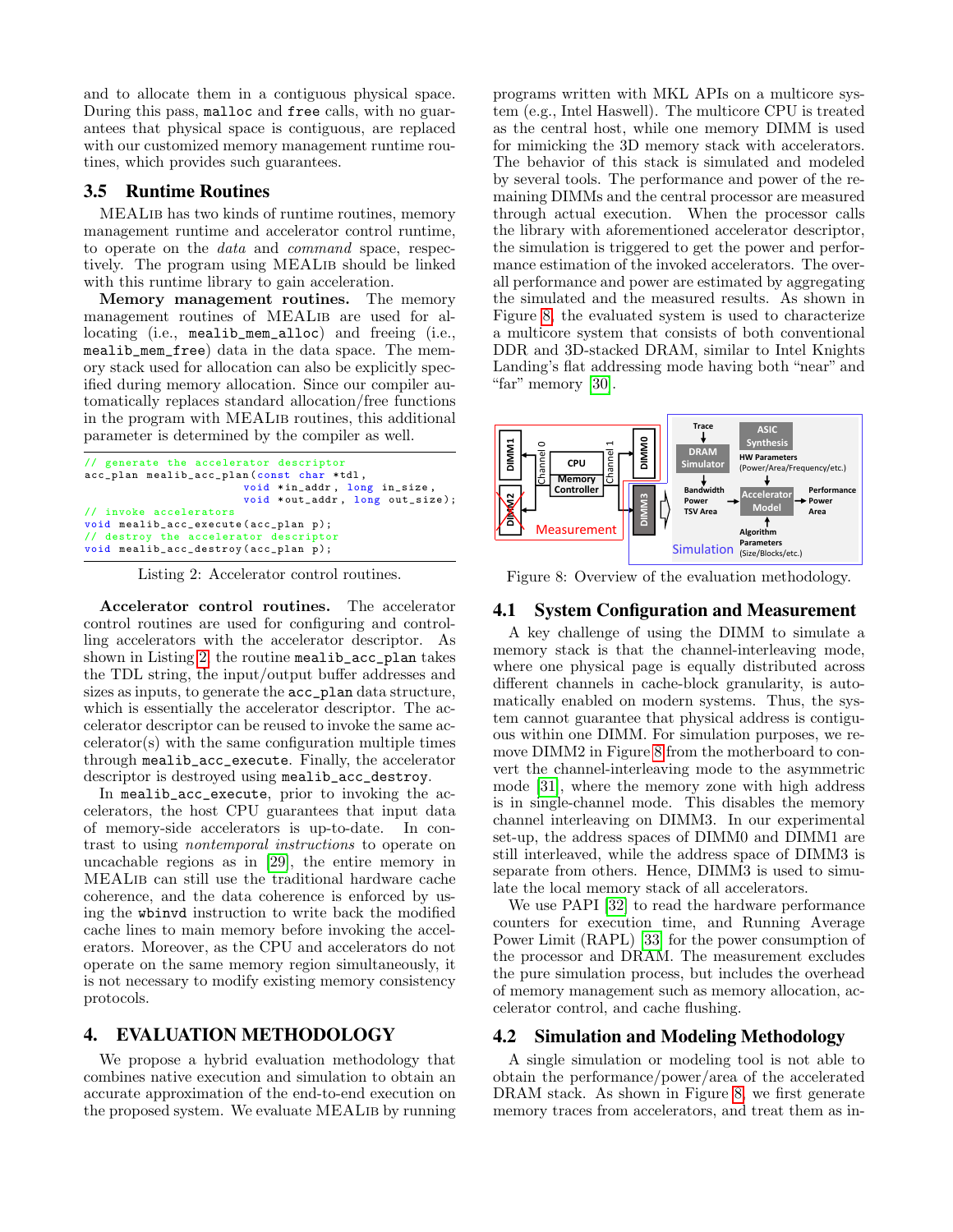and to allocate them in a contiguous physical space. During this pass, `malloc` and `free` calls, with no guarantees that physical space is contiguous, are replaced with our customized memory management runtime routines, which provides such guarantees.

### 3.5 Runtime Routines

MEALib has two kinds of runtime routines, memory management runtime and accelerator control runtime, to operate on the *data* and *command* space, respectively. The program using MEALib should be linked with this runtime library to gain acceleration.

**Memory management routines.** The memory management routines of MEALib are used for allocating (i.e., `mealib_mem_alloc`) and freeing (i.e., `mealib_mem_free`) data in the data space. The memory stack used for allocation can also be explicitly specified during memory allocation. Since our compiler automatically replaces standard allocation/free functions in the program with MEALib routines, this additional parameter is determined by the compiler as well.

```
// generate the accelerator descriptor
acc_plan mealib_acc_plan(const char *tdl,
                         void *in_addr, long in_size,
                         void *out_addr, long out_size);
// invoke accelerators
void mealib_acc_execute(acc_plan p);
// destroy the accelerator descriptor
void mealib_acc_destroy(acc_plan p);
```

Listing 2: Accelerator control routines.

**Accelerator control routines.** The accelerator control routines are used for configuring and controlling accelerators with the accelerator descriptor. As shown in Listing 2, the routine `mealib_acc_plan` takes the TDL string, the input/output buffer addresses and sizes as inputs, to generate the `acc_plan` data structure, which is essentially the accelerator descriptor. The accelerator descriptor can be reused to invoke the same accelerator(s) with the same configuration multiple times through `mealib_acc_execute`. Finally, the accelerator descriptor is destroyed using `mealib_acc_destroy`.

In `mealib_acc_execute`, prior to invoking the accelerators, the host CPU guarantees that input data of memory-side accelerators is up-to-date. In contrast to using *nontemporal instructions* to operate on uncachable regions as in [29], the entire memory in MEALib can still use the traditional hardware cache coherence, and the data coherence is enforced by using the `wbinvd` instruction to write back the modified cache lines to main memory before invoking the accelerators. Moreover, as the CPU and accelerators do not operate on the same memory region simultaneously, it is not necessary to modify existing memory consistency protocols.

## 4. EVALUATION METHODOLOGY

We propose a hybrid evaluation methodology that combines native execution and simulation to obtain an accurate approximation of the end-to-end execution on the proposed system. We evaluate MEALib by running programs written with MKL APIs on a multicore system (e.g., Intel Haswell). The multicore CPU is treated as the central host, while one memory DIMM is used for mimicking the 3D memory stack with accelerators. The behavior of this stack is simulated and modeled by several tools. The performance and power of the remaining DIMMs and the central processor are measured through actual execution. When the processor calls the library with aforementioned accelerator descriptor, the simulation is triggered to get the power and performance estimation of the invoked accelerators. The overall performance and power are estimated by aggregating the simulated and the measured results. As shown in Figure 8, the evaluated system is used to characterize a multicore system that consists of both conventional DDR and 3D-stacked DRAM, similar to Intel Knights Landing's flat addressing mode having both "near" and "far" memory [30].

Figure 8: Overview of the evaluation methodology.

### 4.1 System Configuration and Measurement

A key challenge of using the DIMM to simulate a memory stack is that the channel-interleaving mode, where one physical page is equally distributed across different channels in cache-block granularity, is automatically enabled on modern systems. Thus, the system cannot guarantee that physical address is contiguous within one DIMM. For simulation purposes, we remove DIMM2 in Figure 8 from the motherboard to convert the channel-interleaving mode to the asymmetric mode [31], where the memory zone with high address is in single-channel mode. This disables the memory channel interleaving on DIMM3. In our experimental set-up, the address spaces of DIMM0 and DIMM1 are still interleaved, while the address space of DIMM3 is separate from others. Hence, DIMM3 is used to simulate the local memory stack of all accelerators.

We use PAPI [32] to read the hardware performance counters for execution time, and Running Average Power Limit (RAPL) [33] for the power consumption of the processor and DRAM. The measurement excludes the pure simulation process, but includes the overhead of memory management such as memory allocation, accelerator control, and cache flushing.

### 4.2 Simulation and Modeling Methodology

A single simulation or modeling tool is not able to obtain the performance/power/area of the accelerated DRAM stack. As shown in Figure 8, we first generate memory traces from accelerators, and treat them as in-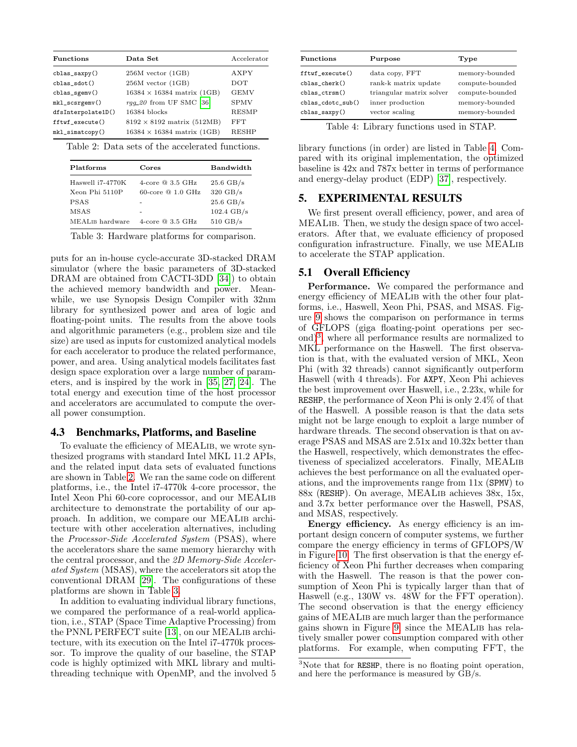| Functions | Data Set | Accelerator |
|---|---|---|
| cblas_saxpy() | 256M vector (1GB) | AXPY |
| cblas_sdot() | 256M vector (1GB) | DOT |
| cblas_sgemv() | 16384 × 16384 matrix (1GB) | GEMV |
| mkl_scsrgemv() | *rgg_20* from UF SMC [36] | SPMV |
| dfsInterpolate1D() | 16384 blocks | RESMP |
| fftwf_execute() | 8192 × 8192 matrix (512MB) | FFT |
| mkl_simatcopy() | 16384 × 16384 matrix (1GB) | RESHP |

Table 2: Data sets of the accelerated functions.

| Platforms | Cores | Bandwidth |
|---|---|---|
| Haswell i7-4770K | 4-core @ 3.5 GHz | 25.6 GB/s |
| Xeon Phi 5110P | 60-core @ 1.0 GHz | 320 GB/s |
| PSAS | - | 25.6 GB/s |
| MSAS | - | 102.4 GB/s |
| MEALib hardware | 4-core @ 3.5 GHz | 510 GB/s |

Table 3: Hardware platforms for comparison.

puts for an in-house cycle-accurate 3D-stacked DRAM simulator (where the basic parameters of 3D-stacked DRAM are obtained from CACTI-3DD [34]) to obtain the achieved memory bandwidth and power. Meanwhile, we use Synopsis Design Compiler with 32nm library for synthesized power and area of logic and floating-point units. The results from the above tools and algorithmic parameters (e.g., problem size and tile size) are used as inputs for customized analytical models for each accelerator to produce the related performance, power, and area. Using analytical models facilitates fast design space exploration over a large number of parameters, and is inspired by the work in [35, 27, 24]. The total energy and execution time of the host processor and accelerators are accumulated to compute the overall power consumption.

### 4.3 Benchmarks, Platforms, and Baseline

To evaluate the efficiency of MEALib, we wrote synthesized programs with standard Intel MKL 11.2 APIs, and the related input data sets of evaluated functions are shown in Table 2. We ran the same code on different platforms, i.e., the Intel i7-4770k 4-core processor, the Intel Xeon Phi 60-core coprocessor, and our MEALib architecture to demonstrate the portability of our approach. In addition, we compare our MEALib architecture with other acceleration alternatives, including the *Processor-Side Accelerated System* (PSAS), where the accelerators share the same memory hierarchy with the central processor, and the *2D Memory-Side Accelerated System* (MSAS), where the accelerators sit atop the conventional DRAM [29]. The configurations of these platforms are shown in Table 3.

In addition to evaluating individual library functions, we compared the performance of a real-world application, i.e., STAP (Space Time Adaptive Processing) from the PNNL PERFECT suite [13], on our MEALib architecture, with its execution on the Intel i7-4770k processor. To improve the quality of our baseline, the STAP code is highly optimized with MKL library and multithreading technique with OpenMP, and the involved 5

| Functions | Purpose | Type |
|---|---|---|
| fftwf_execute() | data copy, FFT | memory-bounded |
| cblas_cherk() | rank-k matrix update | compute-bounded |
| cblas_ctrsm() | triangular matrix solver | compute-bounded |
| cblas_cdotc_sub() | inner production | memory-bounded |
| cblas_saxpy() | vector scaling | memory-bounded |

Table 4: Library functions used in STAP.

library functions (in order) are listed in Table 4. Compared with its original implementation, the optimized baseline is 42x and 787x better in terms of performance and energy-delay product (EDP) [37], respectively.

## 5. EXPERIMENTAL RESULTS

We first present overall efficiency, power, and area of MEALib. Then, we study the design space of two accelerators. After that, we evaluate efficiency of proposed configuration infrastructure. Finally, we use MEALib to accelerate the STAP application.

### 5.1 Overall Efficiency

**Performance.** We compared the performance and energy efficiency of MEALib with the other four platforms, i.e., Haswell, Xeon Phi, PSAS, and MSAS. Figure 9 shows the comparison on performance in terms of GFLOPS (giga floating-point operations per second)[3], where all performance results are normalized to MKL performance on the Haswell. The first observation is that, with the evaluated version of MKL, Xeon Phi (with 32 threads) cannot significantly outperform Haswell (with 4 threads). For AXPY, Xeon Phi achieves the best improvement over Haswell, i.e., 2.23x, while for RESHP, the performance of Xeon Phi is only 2.4% of that of the Haswell. A possible reason is that the data sets might not be large enough to exploit a large number of hardware threads. The second observation is that on average PSAS and MSAS are 2.51x and 10.32x better than the Haswell, respectively, which demonstrates the effectiveness of specialized accelerators. Finally, MEALib achieves the best performance on all the evaluated operations, and the improvements range from 11x (SPMV) to 88x (RESHP). On average, MEALib achieves 38x, 15x, and 3.7x better performance over the Haswell, PSAS, and MSAS, respectively.

**Energy efficiency.** As energy efficiency is an important design concern of computer systems, we further compare the energy efficiency in terms of GFLOPS/W in Figure 10. The first observation is that the energy efficiency of Xeon Phi further decreases when comparing with the Haswell. The reason is that the power consumption of Xeon Phi is typically larger than that of Haswell (e.g., 130W vs. 48W for the FFT operation). The second observation is that the energy efficiency gains of MEALib are much larger than the performance gains shown in Figure 9, since the MEALib has relatively smaller power consumption compared with other platforms. For example, when computing FFT, the

[3]Note that for RESHP, there is no floating point operation, and here the performance is measured by GB/s.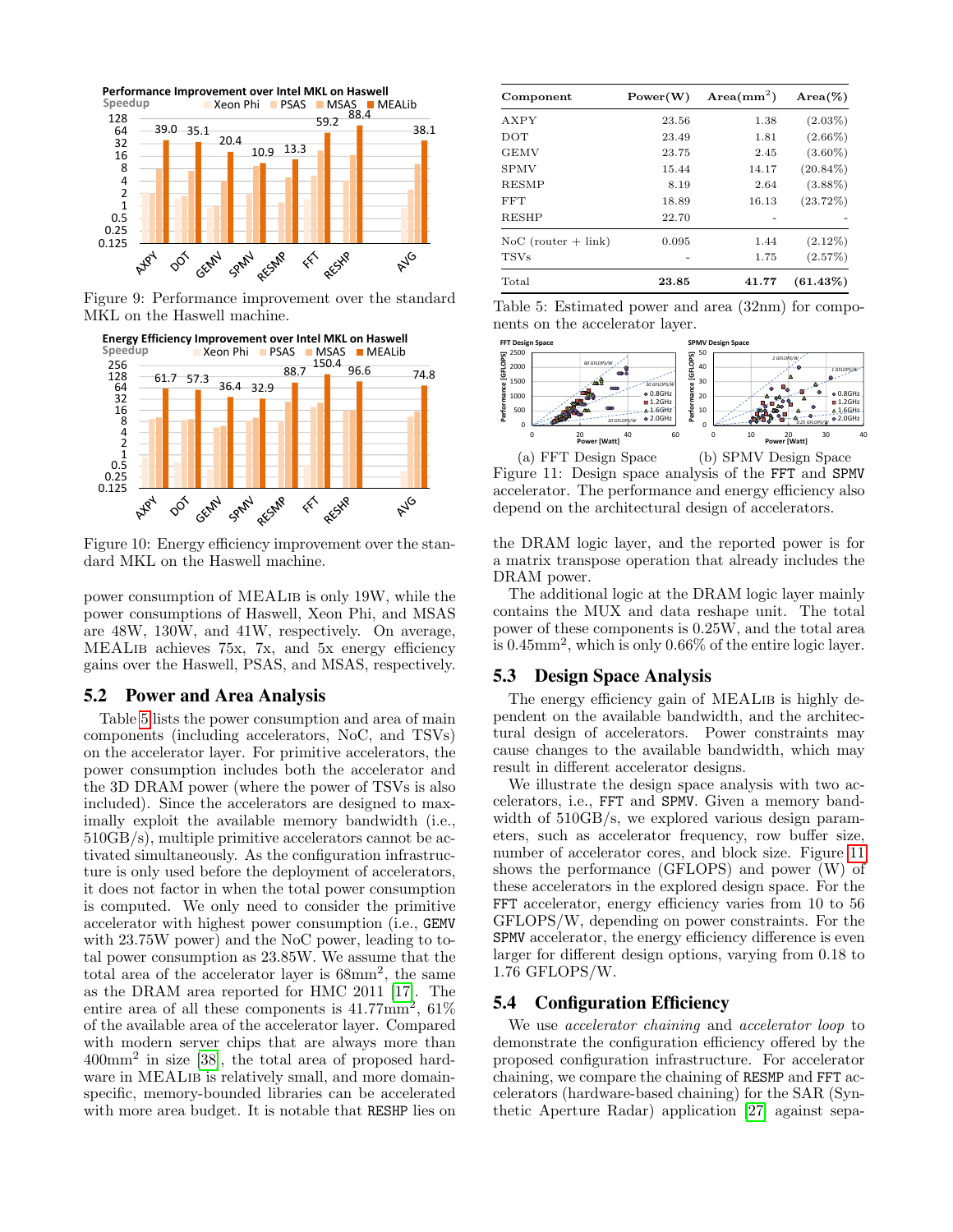Figure 9: Performance improvement over the standard MKL on the Haswell machine.

Figure 10: Energy efficiency improvement over the standard MKL on the Haswell machine.

power consumption of MEALIB is only 19W, while the power consumptions of Haswell, Xeon Phi, and MSAS are 48W, 130W, and 41W, respectively. On average, MEALIB achieves 75x, 7x, and 5x energy efficiency gains over the Haswell, PSAS, and MSAS, respectively.

## 5.2 Power and Area Analysis

Table 5 lists the power consumption and area of main components (including accelerators, NoC, and TSVs) on the accelerator layer. For primitive accelerators, the power consumption includes both the accelerator and the 3D DRAM power (where the power of TSVs is also included). Since the accelerators are designed to maximally exploit the available memory bandwidth (i.e., 510GB/s), multiple primitive accelerators cannot be activated simultaneously. As the configuration infrastructure is only used before the deployment of accelerators, it does not factor in when the total power consumption is computed. We only need to consider the primitive accelerator with highest power consumption (i.e., GEMV with 23.75W power) and the NoC power, leading to total power consumption as 23.85W. We assume that the total area of the accelerator layer is $68\text{mm}^2$, the same as the DRAM area reported for HMC 2011 [17]. The entire area of all these components is $41.77\text{mm}^2$, 61% of the available area of the accelerator layer. Compared with modern server chips that are always more than $400\text{mm}^2$ in size [38], the total area of proposed hardware in MEALIB is relatively small, and more domain-specific, memory-bounded libraries can be accelerated with more area budget. It is notable that RESHP lies on the DRAM logic layer, and the reported power is for a matrix transpose operation that already includes the DRAM power.

| Component | Power(W) | Area($\text{mm}^2$) | Area(%) |
|---|---|---|---|
| AXPY | 23.56 | 1.38 | (2.03%) |
| DOT | 23.49 | 1.81 | (2.66%) |
| GEMV | 23.75 | 2.45 | (3.60%) |
| SPMV | 15.44 | 14.17 | (20.84%) |
| RESMP | 8.19 | 2.64 | (3.88%) |
| FFT | 18.89 | 16.13 | (23.72%) |
| RESHP | 22.70 | - | - |
| NoC (router + link) | 0.095 | 1.44 | (2.12%) |
| TSVs | - | 1.75 | (2.57%) |
| Total | **23.85** | **41.77** | **(61.43%)** |

Table 5: Estimated power and area (32nm) for components on the accelerator layer.

(a) FFT Design Space (b) SPMV Design Space

Figure 11: Design space analysis of the FFT and SPMV accelerator. The performance and energy efficiency also depend on the architectural design of accelerators.

The additional logic at the DRAM logic layer mainly contains the MUX and data reshape unit. The total power of these components is 0.25W, and the total area is $0.45\text{mm}^2$, which is only 0.66% of the entire logic layer.

## 5.3 Design Space Analysis

The energy efficiency gain of MEALIB is highly dependent on the available bandwidth, and the architectural design of accelerators. Power constraints may cause changes to the available bandwidth, which may result in different accelerator designs.

We illustrate the design space analysis with two accelerators, i.e., FFT and SPMV. Given a memory bandwidth of 510GB/s, we explored various design parameters, such as accelerator frequency, row buffer size, number of accelerator cores, and block size. Figure 11 shows the performance (GFLOPS) and power (W) of these accelerators in the explored design space. For the FFT accelerator, energy efficiency varies from 10 to 56 GFLOPS/W, depending on power constraints. For the SPMV accelerator, the energy efficiency difference is even larger for different design options, varying from 0.18 to 1.76 GFLOPS/W.

## 5.4 Configuration Efficiency

We use *accelerator chaining* and *accelerator loop* to demonstrate the configuration efficiency offered by the proposed configuration infrastructure. For accelerator chaining, we compare the chaining of RESMP and FFT accelerators (hardware-based chaining) for the SAR (Synthetic Aperture Radar) application [27] against sepa-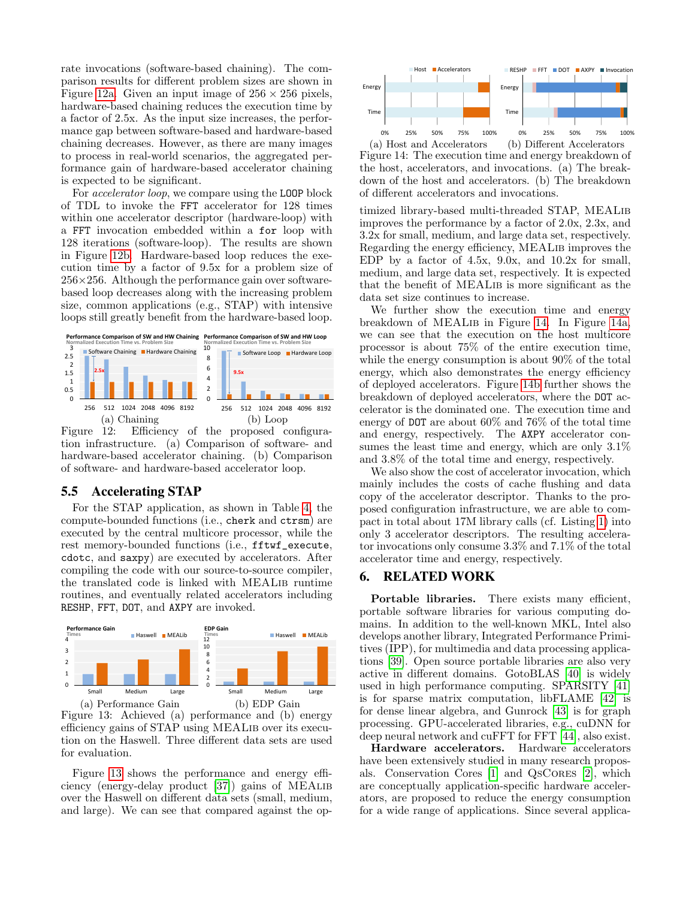rate invocations (software-based chaining). The comparison results for different problem sizes are shown in Figure 12a. Given an input image of 256 × 256 pixels, hardware-based chaining reduces the execution time by a factor of 2.5x. As the input size increases, the performance gap between software-based and hardware-based chaining decreases. However, as there are many images to process in real-world scenarios, the aggregated performance gain of hardware-based accelerator chaining is expected to be significant.

For *accelerator loop*, we compare using the `LOOP` block of TDL to invoke the `FFT` accelerator for 128 times within one accelerator descriptor (hardware-loop) with a `FFT` invocation embedded within a `for` loop with 128 iterations (software-loop). The results are shown in Figure 12b. Hardware-based loop reduces the execution time by a factor of 9.5x for a problem size of 256×256. Although the performance gain over software-based loop decreases along with the increasing problem size, common applications (e.g., STAP) with intensive loops still greatly benefit from the hardware-based loop.

(a) Chaining (b) Loop

Figure 12: Efficiency of the proposed configuration infrastructure. (a) Comparison of software- and hardware-based accelerator chaining. (b) Comparison of software- and hardware-based accelerator loop.

## 5.5 Accelerating STAP

For the STAP application, as shown in Table 4, the compute-bounded functions (i.e., `cherk` and `ctrsm`) are executed by the central multicore processor, while the rest memory-bounded functions (i.e., `fftwf_execute`, `cdotc`, and `saxpy`) are executed by accelerators. After compiling the code with our source-to-source compiler, the translated code is linked with MEALib runtime routines, and eventually related accelerators including `RESHP`, `FFT`, `DOT`, and `AXPY` are invoked.

(a) Performance Gain (b) EDP Gain

Figure 13: Achieved (a) performance and (b) energy efficiency gains of STAP using MEALib over its execution on the Haswell. Three different data sets are used for evaluation.

Figure 13 shows the performance and energy efficiency (energy-delay product [37]) gains of MEALib over the Haswell on different data sets (small, medium, and large). We can see that compared against the optimized library-based multi-threaded STAP, MEALib improves the performance by a factor of 2.0x, 2.3x, and 3.2x for small, medium, and large data set, respectively. Regarding the energy efficiency, MEALib improves the EDP by a factor of 4.5x, 9.0x, and 10.2x for small, medium, and large data set, respectively. It is expected that the benefit of MEALib is more significant as the data set size continues to increase.

(a) Host and Accelerators (b) Different Accelerators

Figure 14: The execution time and energy breakdown of the host, accelerators, and invocations. (a) The breakdown of the host and accelerators. (b) The breakdown of different accelerators and invocations.

We further show the execution time and energy breakdown of MEALib in Figure 14. In Figure 14a, we can see that the execution on the host multicore processor is about 75% of the entire execution time, while the energy consumption is about 90% of the total energy, which also demonstrates the energy efficiency of deployed accelerators. Figure 14b further shows the breakdown of deployed accelerators, where the `DOT` accelerator is the dominated one. The execution time and energy of `DOT` are about 60% and 76% of the total time and energy, respectively. The `AXPY` accelerator consumes the least time and energy, which are only 3.1% and 3.8% of the total time and energy, respectively.

We also show the cost of accelerator invocation, which mainly includes the costs of cache flushing and data copy of the accelerator descriptor. Thanks to the proposed configuration infrastructure, we are able to compact in total about 17M library calls (cf. Listing 1) into only 3 accelerator descriptors. The resulting accelerator invocations only consume 3.3% and 7.1% of the total accelerator time and energy, respectively.

# 6. RELATED WORK

**Portable libraries.** There exists many efficient, portable software libraries for various computing domains. In addition to the well-known MKL, Intel also develops another library, Integrated Performance Primitives (IPP), for multimedia and data processing applications [39]. Open source portable libraries are also very active in different domains. GotoBLAS [40] is widely used in high performance computing. SPARSITY [41] is for sparse matrix computation, libFLAME [42] is for dense linear algebra, and Gunrock [43] is for graph processing. GPU-accelerated libraries, e.g., cuDNN for deep neural network and cuFFT for FFT [44], also exist.

**Hardware accelerators.** Hardware accelerators have been extensively studied in many research proposals. Conservation Cores [1] and QsCores [2], which are conceptually application-specific hardware accelerators, are proposed to reduce the energy consumption for a wide range of applications. Since several applica-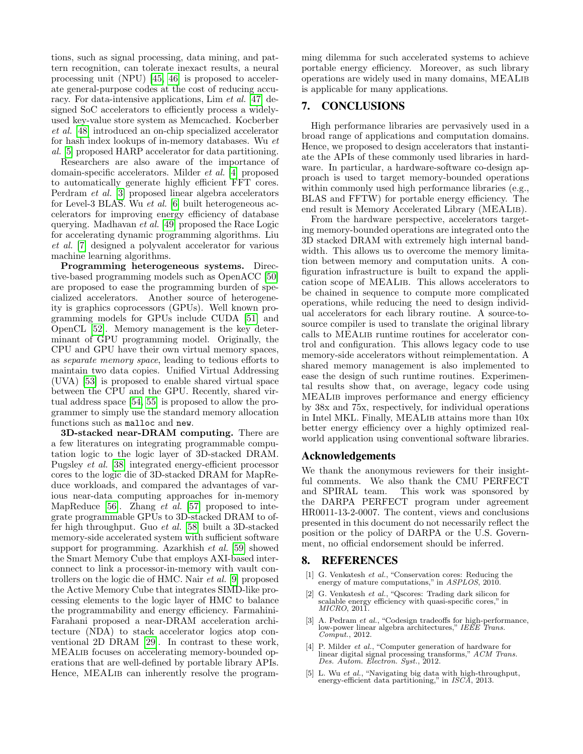tions, such as signal processing, data mining, and pattern recognition, can tolerate inexact results, a neural processing unit (NPU) [45, 46] is proposed to accelerate general-purpose codes at the cost of reducing accuracy. For data-intensive applications, Lim *et al.* [47] designed SoC accelerators to efficiently process a widely-used key-value store system as Memcached. Kocberber *et al.* [48] introduced an on-chip specialized accelerator for hash index lookups of in-memory databases. Wu *et al.* [5] proposed HARP accelerator for data partitioning.

Researchers are also aware of the importance of domain-specific accelerators. Milder *et al.* [4] proposed to automatically generate highly efficient FFT cores. Perdram *et al.* [3] proposed linear algebra accelerators for Level-3 BLAS. Wu *et al.* [6] built heterogeneous accelerators for improving energy efficiency of database querying. Madhavan *et al.* [49] proposed the Race Logic for accelerating dynamic programming algorithms. Liu *et al.* [7] designed a polyvalent accelerator for various machine learning algorithms.

**Programming heterogeneous systems.** Directive-based programming models such as OpenACC [50] are proposed to ease the programming burden of specialized accelerators. Another source of heterogeneity is graphics coprocessors (GPUs). Well known programming models for GPUs include CUDA [51] and OpenCL [52]. Memory management is the key determinant of GPU programming model. Originally, the CPU and GPU have their own virtual memory spaces, as *separate memory space*, leading to tedious efforts to maintain two data copies. Unified Virtual Addressing (UVA) [53] is proposed to enable shared virtual space between the CPU and the GPU. Recently, shared virtual address space [54, 55] is proposed to allow the programmer to simply use the standard memory allocation functions such as `malloc` and `new`.

**3D-stacked near-DRAM computing.** There are a few literatures on integrating programmable computation logic to the logic layer of 3D-stacked DRAM. Pugsley *et al.* [38] integrated energy-efficient processor cores to the logic die of 3D-stacked DRAM for MapReduce workloads, and compared the advantages of various near-data computing approaches for in-memory MapReduce [56]. Zhang *et al.* [57] proposed to integrate programmable GPUs to 3D-stacked DRAM to offer high throughput. Guo *et al.* [58] built a 3D-stacked memory-side accelerated system with sufficient software support for programming. Azarkhish *et al.* [59] showed the Smart Memory Cube that employs AXI-based interconnect to link a processor-in-memory with vault controllers on the logic die of HMC. Nair *et al.* [9] proposed the Active Memory Cube that integrates SIMD-like processing elements to the logic layer of HMC to balance the programmability and energy efficiency. Farmahini-Farahani proposed a near-DRAM acceleration architecture (NDA) to stack accelerator logics atop conventional 2D DRAM [29]. In contrast to these work, MEALib focuses on accelerating memory-bounded operations that are well-defined by portable library APIs. Hence, MEALib can inherently resolve the programming dilemma for such accelerated systems to achieve portable energy efficiency. Moreover, as such library operations are widely used in many domains, MEALib is applicable for many applications.

## 7. CONCLUSIONS

High performance libraries are pervasively used in a broad range of applications and computation domains. Hence, we proposed to design accelerators that instantiate the APIs of these commonly used libraries in hardware. In particular, a hardware-software co-design approach is used to target memory-bounded operations within commonly used high performance libraries (e.g., BLAS and FFTW) for portable energy efficiency. The end result is Memory Accelerated Library (MEALib).

From the hardware perspective, accelerators targeting memory-bounded operations are integrated onto the 3D stacked DRAM with extremely high internal bandwidth. This allows us to overcome the memory limitation between memory and computation units. A configuration infrastructure is built to expand the application scope of MEALib. This allows accelerators to be chained in sequence to compute more complicated operations, while reducing the need to design individual accelerators for each library routine. A source-to-source compiler is used to translate the original library calls to MEALib runtime routines for accelerator control and configuration. This allows legacy code to use memory-side accelerators without reimplementation. A shared memory management is also implemented to ease the design of such runtime routines. Experimental results show that, on average, legacy code using MEALib improves performance and energy efficiency by 38x and 75x, respectively, for individual operations in Intel MKL. Finally, MEALib attains more than 10x better energy efficiency over a highly optimized real-world application using conventional software libraries.

## Acknowledgements

We thank the anonymous reviewers for their insightful comments. We also thank the CMU PERFECT and SPIRAL team. This work was sponsored by the DARPA PERFECT program under agreement HR0011-13-2-0007. The content, views and conclusions presented in this document do not necessarily reflect the position or the policy of DARPA or the U.S. Government, no official endorsement should be inferred.

## 8. REFERENCES

[1] G. Venkatesh *et al.*, "Conservation cores: Reducing the energy of mature computations," in *ASPLOS*, 2010.

[2] G. Venkatesh *et al.*, "Qscores: Trading dark silicon for scalable energy efficiency with quasi-specific cores," in *MICRO*, 2011.

[3] A. Pedram *et al.*, "Codesign tradeoffs for high-performance, low-power linear algebra architectures," *IEEE Trans. Comput.*, 2012.

[4] P. Milder *et al.*, "Computer generation of hardware for linear digital signal processing transforms," *ACM Trans. Des. Autom. Electron. Syst.*, 2012.

[5] L. Wu *et al.*, "Navigating big data with high-throughput, energy-efficient data partitioning," in *ISCA*, 2013.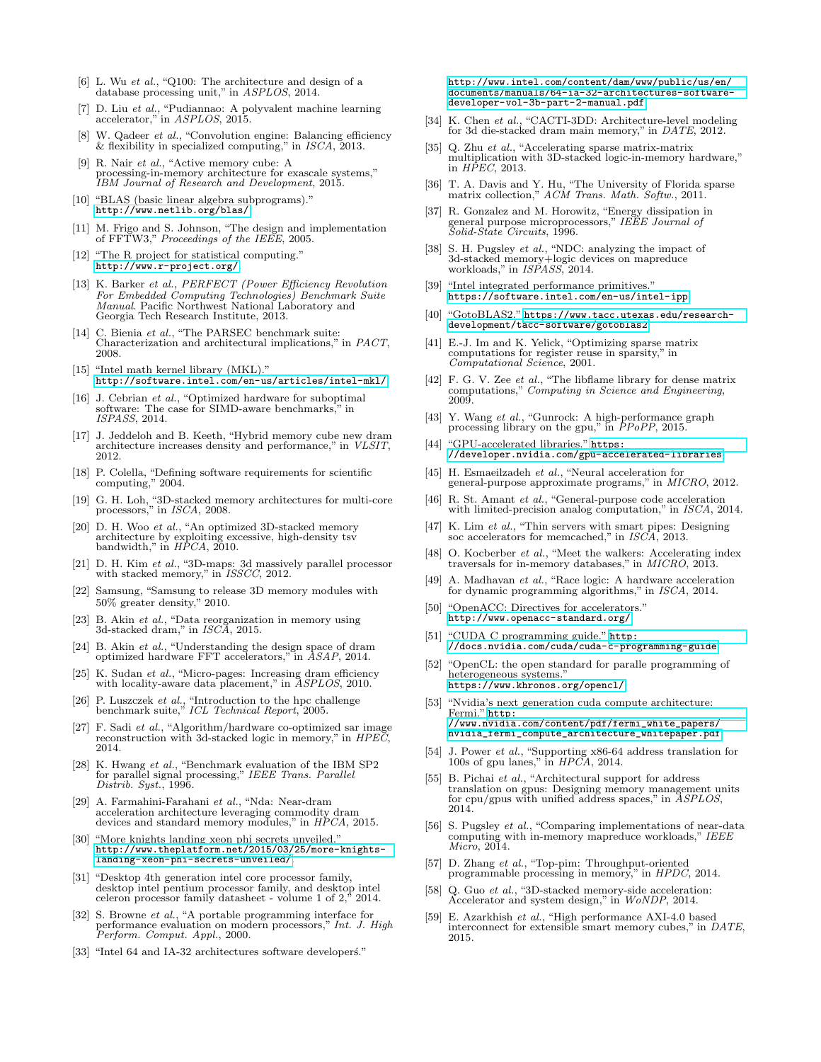[6] L. Wu *et al.*, "Q100: The architecture and design of a database processing unit," in *ASPLOS*, 2014.

[7] D. Liu *et al.*, "Pudiannao: A polyvalent machine learning accelerator," in *ASPLOS*, 2015.

[8] W. Qadeer *et al.*, "Convolution engine: Balancing efficiency & flexibility in specialized computing," in *ISCA*, 2013.

[9] R. Nair *et al.*, "Active memory cube: A processing-in-memory architecture for exascale systems," *IBM Journal of Research and Development*, 2015.

[10] "BLAS (basic linear algebra subprograms)." http://www.netlib.org/blas/

[11] M. Frigo and S. Johnson, "The design and implementation of FFTW3," *Proceedings of the IEEE*, 2005.

[12] "The R project for statistical computing." http://www.r-project.org/

[13] K. Barker *et al.*, *PERFECT (Power Efficiency Revolution For Embedded Computing Technologies) Benchmark Suite Manual*. Pacific Northwest National Laboratory and Georgia Tech Research Institute, 2013.

[14] C. Bienia *et al.*, "The PARSEC benchmark suite: Characterization and architectural implications," in *PACT*, 2008.

[15] "Intel math kernel library (MKL)." http://software.intel.com/en-us/articles/intel-mkl/

[16] J. Cebrian *et al.*, "Optimized hardware for suboptimal software: The case for SIMD-aware benchmarks," in *ISPASS*, 2014.

[17] J. Jeddeloh and B. Keeth, "Hybrid memory cube new dram architecture increases density and performance," in *VLSIT*, 2012.

[18] P. Colella, "Defining software requirements for scientific computing," 2004.

[19] G. H. Loh, "3D-stacked memory architectures for multi-core processors," in *ISCA*, 2008.

[20] D. H. Woo *et al.*, "An optimized 3D-stacked memory architecture by exploiting excessive, high-density tsv bandwidth," in *HPCA*, 2010.

[21] D. H. Kim *et al.*, "3D-maps: 3d massively parallel processor with stacked memory," in *ISSCC*, 2012.

[22] Samsung, "Samsung to release 3D memory modules with 50% greater density," 2010.

[23] B. Akin *et al.*, "Data reorganization in memory using 3d-stacked dram," in *ISCA*, 2015.

[24] B. Akin *et al.*, "Understanding the design space of dram optimized hardware FFT accelerators," in *ASAP*, 2014.

[25] K. Sudan *et al.*, "Micro-pages: Increasing dram efficiency with locality-aware data placement," in *ASPLOS*, 2010.

[26] P. Luszczek *et al.*, "Introduction to the hpc challenge benchmark suite," *ICL Technical Report*, 2005.

[27] F. Sadi *et al.*, "Algorithm/hardware co-optimized sar image reconstruction with 3d-stacked logic in memory," in *HPEC*, 2014.

[28] K. Hwang *et al.*, "Benchmark evaluation of the IBM SP2 for parallel signal processing," *IEEE Trans. Parallel Distrib. Syst.*, 1996.

[29] A. Farmahini-Farahani *et al.*, "Nda: Near-dram acceleration architecture leveraging commodity dram devices and standard memory modules," in *HPCA*, 2015.

[30] "More knights landing xeon phi secrets unveiled." http://www.theplatform.net/2015/03/25/more-knights-landing-xeon-phi-secrets-unveiled/

[31] "Desktop 4th generation intel core processor family, desktop intel pentium processor family, and desktop intel celeron processor family datasheet - volume 1 of 2," 2014.

[32] S. Browne *et al.*, "A portable programming interface for performance evaluation on modern processors," *Int. J. High Perform. Comput. Appl.*, 2000.

[33] "Intel 64 and IA-32 architectures software developerś." http://www.intel.com/content/dam/www/public/us/en/documents/manuals/64-ia-32-architectures-software-developer-vol-3b-part-2-manual.pdf

[34] K. Chen *et al.*, "CACTI-3DD: Architecture-level modeling for 3d die-stacked dram main memory," in *DATE*, 2012.

[35] Q. Zhu *et al.*, "Accelerating sparse matrix-matrix multiplication with 3D-stacked logic-in-memory hardware," in *HPEC*, 2013.

[36] T. A. Davis and Y. Hu, "The University of Florida sparse matrix collection," *ACM Trans. Math. Softw.*, 2011.

[37] R. Gonzalez and M. Horowitz, "Energy dissipation in general purpose microprocessors," *IEEE Journal of Solid-State Circuits*, 1996.

[38] S. H. Pugsley *et al.*, "NDC: analyzing the impact of 3d-stacked memory+logic devices on mapreduce workloads," in *ISPASS*, 2014.

[39] "Intel integrated performance primitives." https://software.intel.com/en-us/intel-ipp

[40] "GotoBLAS2." https://www.tacc.utexas.edu/research-development/tacc-software/gotoblas2

[41] E.-J. Im and K. Yelick, "Optimizing sparse matrix computations for register reuse in sparsity," in *Computational Science*, 2001.

[42] F. G. V. Zee *et al.*, "The libflame library for dense matrix computations," *Computing in Science and Engineering*, 2009.

[43] Y. Wang *et al.*, "Gunrock: A high-performance graph processing library on the gpu," in *PPoPP*, 2015.

[44] "GPU-accelerated libraries." https://developer.nvidia.com/gpu-accelerated-libraries

[45] H. Esmaeilzadeh *et al.*, "Neural acceleration for general-purpose approximate programs," in *MICRO*, 2012.

[46] R. St. Amant *et al.*, "General-purpose code acceleration with limited-precision analog computation," in *ISCA*, 2014.

[47] K. Lim *et al.*, "Thin servers with smart pipes: Designing soc accelerators for memcached," in *ISCA*, 2013.

[48] O. Kocberber *et al.*, "Meet the walkers: Accelerating index traversals for in-memory databases," in *MICRO*, 2013.

[49] A. Madhavan *et al.*, "Race logic: A hardware acceleration for dynamic programming algorithms," in *ISCA*, 2014.

[50] "OpenACC: Directives for accelerators." http://www.openacc-standard.org/

[51] "CUDA C programming guide." http://docs.nvidia.com/cuda/cuda-c-programming-guide

[52] "OpenCL: the open standard for paralle programming of heterogeneous systems." https://www.khronos.org/opencl/

[53] "Nvidia's next generation cuda compute architecture: Fermi." http://www.nvidia.com/content/pdf/fermi_white_papers/nvidia_fermi_compute_architecture_whitepaper.pdf

[54] J. Power *et al.*, "Supporting x86-64 address translation for 100s of gpu lanes," in *HPCA*, 2014.

[55] B. Pichai *et al.*, "Architectural support for address translation on gpus: Designing memory management units for cpu/gpus with unified address spaces," in *ASPLOS*, 2014.

[56] S. Pugsley *et al.*, "Comparing implementations of near-data computing with in-memory mapreduce workloads," *IEEE Micro*, 2014.

[57] D. Zhang *et al.*, "Top-pim: Throughput-oriented programmable processing in memory," in *HPDC*, 2014.

[58] Q. Guo *et al.*, "3D-stacked memory-side acceleration: Accelerator and system design," in *WoNDP*, 2014.

[59] E. Azarkhish *et al.*, "High performance AXI-4.0 based interconnect for extensible smart memory cubes," in *DATE*, 2015.